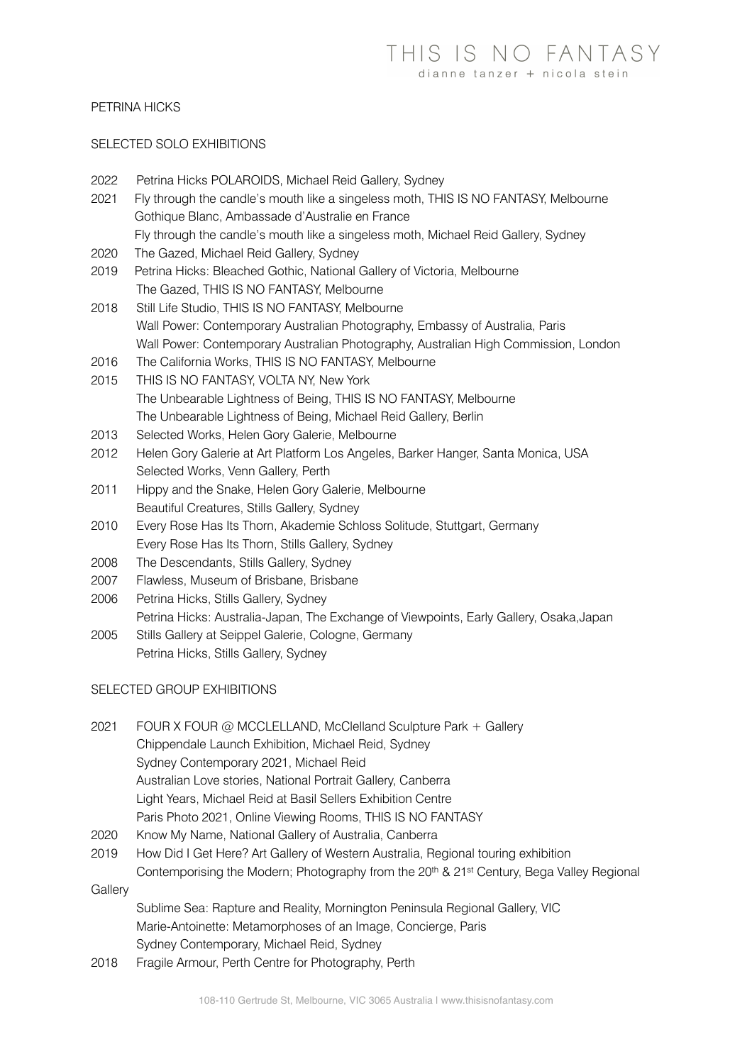# PETRINA HICKS

## SELECTED SOLO EXHIBITIONS

2022 Petrina Hicks POLAROIDS, Michael Reid Gallery, Sydney

2021 Fly through the candle's mouth like a singeless moth, THIS IS NO FANTASY, Melbourne
Gothique Blanc, Ambassade d'Australie en France
Fly through the candle's mouth like a singeless moth, Michael Reid Gallery, Sydney

2020 The Gazed, Michael Reid Gallery, Sydney

2019 Petrina Hicks: Bleached Gothic, National Gallery of Victoria, Melbourne
The Gazed, THIS IS NO FANTASY, Melbourne

2018 Still Life Studio, THIS IS NO FANTASY, Melbourne
Wall Power: Contemporary Australian Photography, Embassy of Australia, Paris
Wall Power: Contemporary Australian Photography, Australian High Commission, London

2016 The California Works, THIS IS NO FANTASY, Melbourne

2015 THIS IS NO FANTASY, VOLTA NY, New York
The Unbearable Lightness of Being, THIS IS NO FANTASY, Melbourne
The Unbearable Lightness of Being, Michael Reid Gallery, Berlin

2013 Selected Works, Helen Gory Galerie, Melbourne

2012 Helen Gory Galerie at Art Platform Los Angeles, Barker Hanger, Santa Monica, USA
Selected Works, Venn Gallery, Perth

2011 Hippy and the Snake, Helen Gory Galerie, Melbourne
Beautiful Creatures, Stills Gallery, Sydney

2010 Every Rose Has Its Thorn, Akademie Schloss Solitude, Stuttgart, Germany
Every Rose Has Its Thorn, Stills Gallery, Sydney

2008 The Descendants, Stills Gallery, Sydney

2007 Flawless, Museum of Brisbane, Brisbane

2006 Petrina Hicks, Stills Gallery, Sydney
Petrina Hicks: Australia-Japan, The Exchange of Viewpoints, Early Gallery, Osaka,Japan

2005 Stills Gallery at Seippel Galerie, Cologne, Germany
Petrina Hicks, Stills Gallery, Sydney

## SELECTED GROUP EXHIBITIONS

2021 FOUR X FOUR @ MCCLELLAND, McClelland Sculpture Park + Gallery
Chippendale Launch Exhibition, Michael Reid, Sydney
Sydney Contemporary 2021, Michael Reid
Australian Love stories, National Portrait Gallery, Canberra
Light Years, Michael Reid at Basil Sellers Exhibition Centre
Paris Photo 2021, Online Viewing Rooms, THIS IS NO FANTASY

2020 Know My Name, National Gallery of Australia, Canberra

2019 How Did I Get Here? Art Gallery of Western Australia, Regional touring exhibition
Contemporising the Modern; Photography from the 20th & 21st Century, Bega Valley Regional Gallery
Sublime Sea: Rapture and Reality, Mornington Peninsula Regional Gallery, VIC
Marie-Antoinette: Metamorphoses of an Image, Concierge, Paris
Sydney Contemporary, Michael Reid, Sydney

2018 Fragile Armour, Perth Centre for Photography, Perth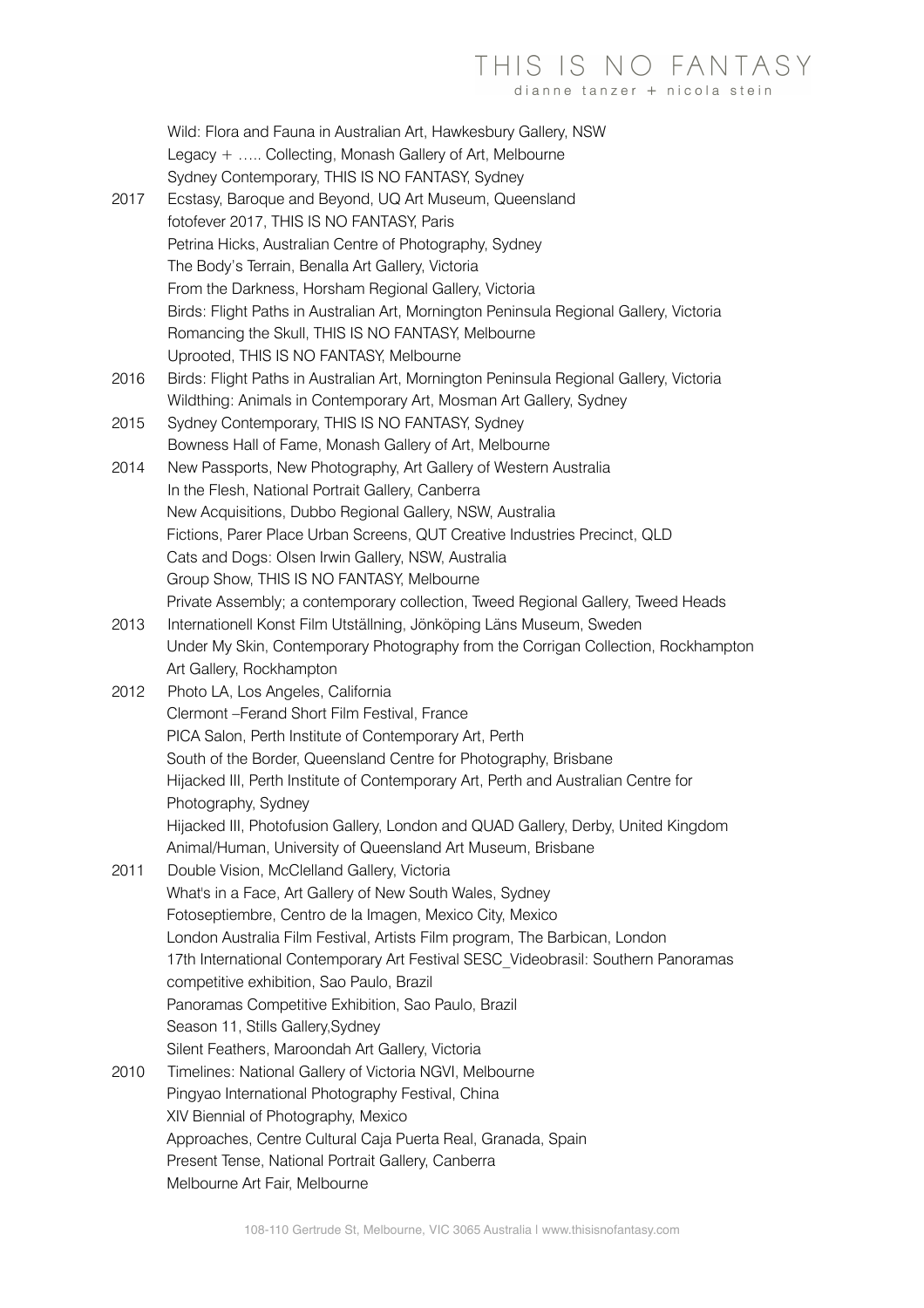Wild: Flora and Fauna in Australian Art, Hawkesbury Gallery, NSW
Legacy + ….. Collecting, Monash Gallery of Art, Melbourne
Sydney Contemporary, THIS IS NO FANTASY, Sydney

2017 Ecstasy, Baroque and Beyond, UQ Art Museum, Queensland
fotofever 2017, THIS IS NO FANTASY, Paris
Petrina Hicks, Australian Centre of Photography, Sydney
The Body's Terrain, Benalla Art Gallery, Victoria
From the Darkness, Horsham Regional Gallery, Victoria
Birds: Flight Paths in Australian Art, Mornington Peninsula Regional Gallery, Victoria
Romancing the Skull, THIS IS NO FANTASY, Melbourne
Uprooted, THIS IS NO FANTASY, Melbourne

2016 Birds: Flight Paths in Australian Art, Mornington Peninsula Regional Gallery, Victoria
Wildthing: Animals in Contemporary Art, Mosman Art Gallery, Sydney

2015 Sydney Contemporary, THIS IS NO FANTASY, Sydney
Bowness Hall of Fame, Monash Gallery of Art, Melbourne

2014 New Passports, New Photography, Art Gallery of Western Australia
In the Flesh, National Portrait Gallery, Canberra
New Acquisitions, Dubbo Regional Gallery, NSW, Australia
Fictions, Parer Place Urban Screens, QUT Creative Industries Precinct, QLD
Cats and Dogs: Olsen Irwin Gallery, NSW, Australia
Group Show, THIS IS NO FANTASY, Melbourne
Private Assembly; a contemporary collection, Tweed Regional Gallery, Tweed Heads

2013 Internationell Konst Film Utställning, Jönköping Läns Museum, Sweden
Under My Skin, Contemporary Photography from the Corrigan Collection, Rockhampton Art Gallery, Rockhampton

2012 Photo LA, Los Angeles, California
Clermont –Ferand Short Film Festival, France
PICA Salon, Perth Institute of Contemporary Art, Perth
South of the Border, Queensland Centre for Photography, Brisbane
Hijacked III, Perth Institute of Contemporary Art, Perth and Australian Centre for Photography, Sydney
Hijacked III, Photofusion Gallery, London and QUAD Gallery, Derby, United Kingdom
Animal/Human, University of Queensland Art Museum, Brisbane

2011 Double Vision, McClelland Gallery, Victoria
What's in a Face, Art Gallery of New South Wales, Sydney
Fotoseptiembre, Centro de la Imagen, Mexico City, Mexico
London Australia Film Festival, Artists Film program, The Barbican, London
17th International Contemporary Art Festival SESC_Videobrasil: Southern Panoramas competitive exhibition, Sao Paulo, Brazil
Panoramas Competitive Exhibition, Sao Paulo, Brazil
Season 11, Stills Gallery,Sydney
Silent Feathers, Maroondah Art Gallery, Victoria

2010 Timelines: National Gallery of Victoria NGVI, Melbourne
Pingyao International Photography Festival, China
XIV Biennial of Photography, Mexico
Approaches, Centre Cultural Caja Puerta Real, Granada, Spain
Present Tense, National Portrait Gallery, Canberra
Melbourne Art Fair, Melbourne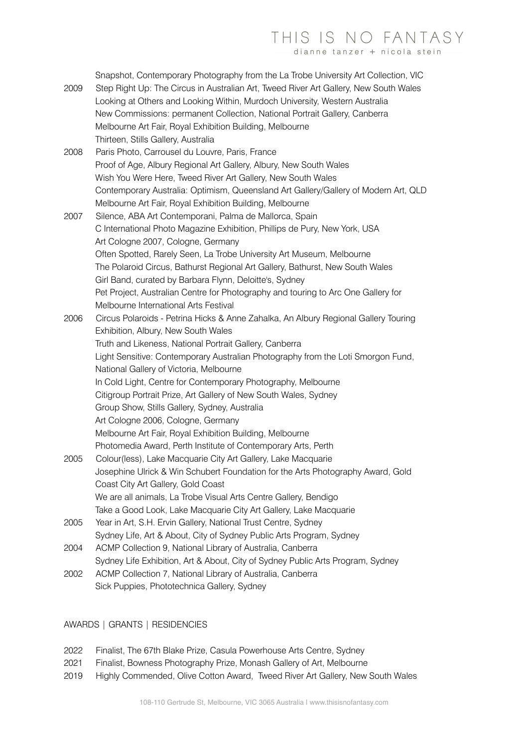Snapshot, Contemporary Photography from the La Trobe University Art Collection, VIC

2009 Step Right Up: The Circus in Australian Art, Tweed River Art Gallery, New South Wales
Looking at Others and Looking Within, Murdoch University, Western Australia
New Commissions: permanent Collection, National Portrait Gallery, Canberra
Melbourne Art Fair, Royal Exhibition Building, Melbourne
Thirteen, Stills Gallery, Australia

2008 Paris Photo, Carrousel du Louvre, Paris, France
Proof of Age, Albury Regional Art Gallery, Albury, New South Wales
Wish You Were Here, Tweed River Art Gallery, New South Wales
Contemporary Australia: Optimism, Queensland Art Gallery/Gallery of Modern Art, QLD
Melbourne Art Fair, Royal Exhibition Building, Melbourne

2007 Silence, ABA Art Contemporani, Palma de Mallorca, Spain
C International Photo Magazine Exhibition, Phillips de Pury, New York, USA
Art Cologne 2007, Cologne, Germany
Often Spotted, Rarely Seen, La Trobe University Art Museum, Melbourne
The Polaroid Circus, Bathurst Regional Art Gallery, Bathurst, New South Wales
Girl Band, curated by Barbara Flynn, Deloitte's, Sydney
Pet Project, Australian Centre for Photography and touring to Arc One Gallery for Melbourne International Arts Festival

2006 Circus Polaroids - Petrina Hicks & Anne Zahalka, An Albury Regional Gallery Touring Exhibition, Albury, New South Wales
Truth and Likeness, National Portrait Gallery, Canberra
Light Sensitive: Contemporary Australian Photography from the Loti Smorgon Fund, National Gallery of Victoria, Melbourne
In Cold Light, Centre for Contemporary Photography, Melbourne
Citigroup Portrait Prize, Art Gallery of New South Wales, Sydney
Group Show, Stills Gallery, Sydney, Australia
Art Cologne 2006, Cologne, Germany
Melbourne Art Fair, Royal Exhibition Building, Melbourne
Photomedia Award, Perth Institute of Contemporary Arts, Perth

2005 Colour(less), Lake Macquarie City Art Gallery, Lake Macquarie
Josephine Ulrick & Win Schubert Foundation for the Arts Photography Award, Gold Coast City Art Gallery, Gold Coast
We are all animals, La Trobe Visual Arts Centre Gallery, Bendigo
Take a Good Look, Lake Macquarie City Art Gallery, Lake Macquarie

2005 Year in Art, S.H. Ervin Gallery, National Trust Centre, Sydney
Sydney Life, Art & About, City of Sydney Public Arts Program, Sydney

2004 ACMP Collection 9, National Library of Australia, Canberra
Sydney Life Exhibition, Art & About, City of Sydney Public Arts Program, Sydney

2002 ACMP Collection 7, National Library of Australia, Canberra
Sick Puppies, Phototechnica Gallery, Sydney

## AWARDS | GRANTS | RESIDENCIES

2022 Finalist, The 67th Blake Prize, Casula Powerhouse Arts Centre, Sydney

2021 Finalist, Bowness Photography Prize, Monash Gallery of Art, Melbourne

2019 Highly Commended, Olive Cotton Award, Tweed River Art Gallery, New South Wales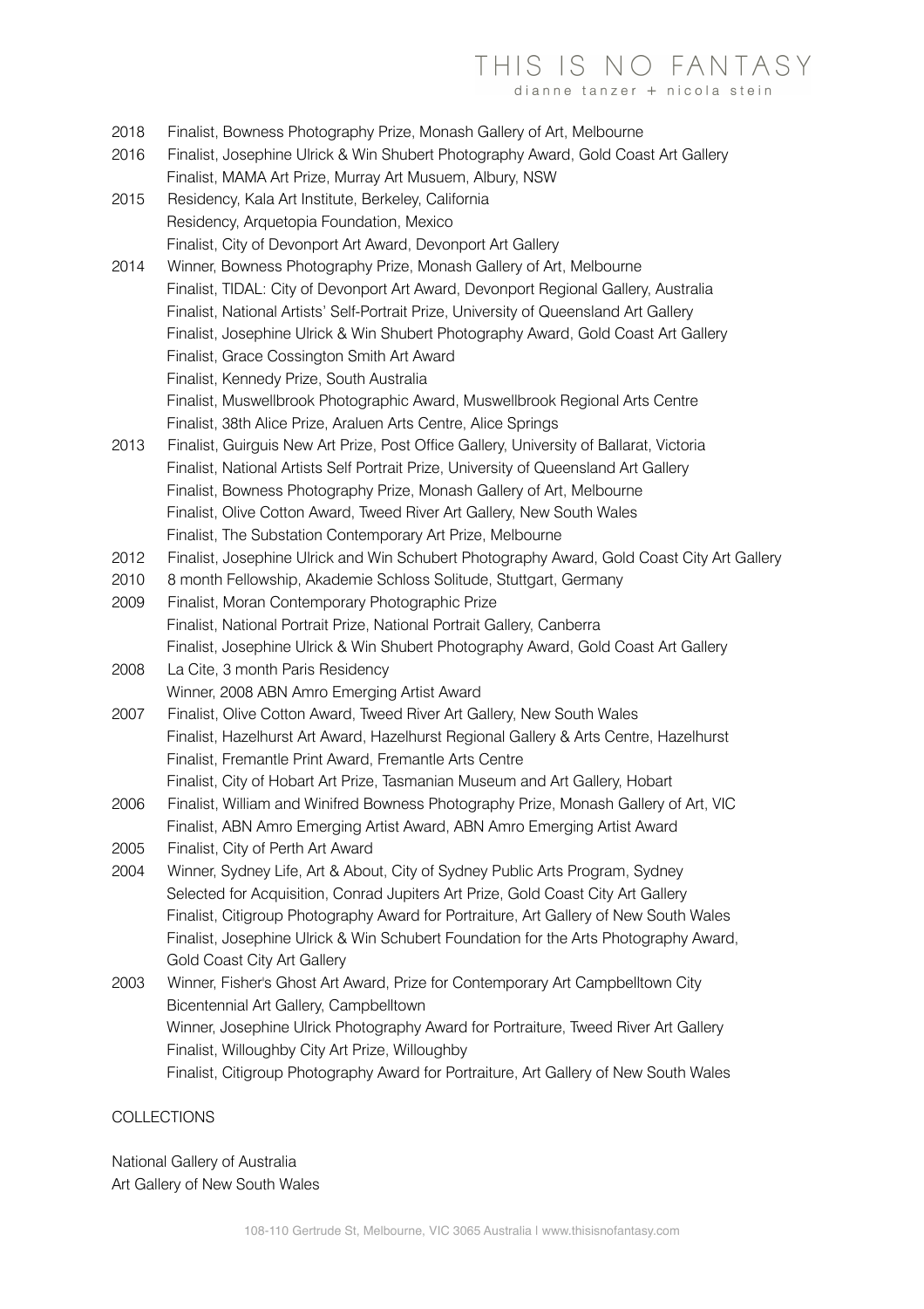2018 Finalist, Bowness Photography Prize, Monash Gallery of Art, Melbourne
2016 Finalist, Josephine Ulrick & Win Shubert Photography Award, Gold Coast Art Gallery
Finalist, MAMA Art Prize, Murray Art Musuem, Albury, NSW
2015 Residency, Kala Art Institute, Berkeley, California
Residency, Arquetopia Foundation, Mexico
Finalist, City of Devonport Art Award, Devonport Art Gallery
2014 Winner, Bowness Photography Prize, Monash Gallery of Art, Melbourne
Finalist, TIDAL: City of Devonport Art Award, Devonport Regional Gallery, Australia
Finalist, National Artists' Self-Portrait Prize, University of Queensland Art Gallery
Finalist, Josephine Ulrick & Win Shubert Photography Award, Gold Coast Art Gallery
Finalist, Grace Cossington Smith Art Award
Finalist, Kennedy Prize, South Australia
Finalist, Muswellbrook Photographic Award, Muswellbrook Regional Arts Centre
Finalist, 38th Alice Prize, Araluen Arts Centre, Alice Springs
2013 Finalist, Guirguis New Art Prize, Post Office Gallery, University of Ballarat, Victoria
Finalist, National Artists Self Portrait Prize, University of Queensland Art Gallery
Finalist, Bowness Photography Prize, Monash Gallery of Art, Melbourne
Finalist, Olive Cotton Award, Tweed River Art Gallery, New South Wales
Finalist, The Substation Contemporary Art Prize, Melbourne
2012 Finalist, Josephine Ulrick and Win Schubert Photography Award, Gold Coast City Art Gallery
2010 8 month Fellowship, Akademie Schloss Solitude, Stuttgart, Germany
2009 Finalist, Moran Contemporary Photographic Prize
Finalist, National Portrait Prize, National Portrait Gallery, Canberra
Finalist, Josephine Ulrick & Win Shubert Photography Award, Gold Coast Art Gallery
2008 La Cite, 3 month Paris Residency
Winner, 2008 ABN Amro Emerging Artist Award
2007 Finalist, Olive Cotton Award, Tweed River Art Gallery, New South Wales
Finalist, Hazelhurst Art Award, Hazelhurst Regional Gallery & Arts Centre, Hazelhurst
Finalist, Fremantle Print Award, Fremantle Arts Centre
Finalist, City of Hobart Art Prize, Tasmanian Museum and Art Gallery, Hobart
2006 Finalist, William and Winifred Bowness Photography Prize, Monash Gallery of Art, VIC
Finalist, ABN Amro Emerging Artist Award, ABN Amro Emerging Artist Award
2005 Finalist, City of Perth Art Award
2004 Winner, Sydney Life, Art & About, City of Sydney Public Arts Program, Sydney
Selected for Acquisition, Conrad Jupiters Art Prize, Gold Coast City Art Gallery
Finalist, Citigroup Photography Award for Portraiture, Art Gallery of New South Wales
Finalist, Josephine Ulrick & Win Schubert Foundation for the Arts Photography Award, Gold Coast City Art Gallery
2003 Winner, Fisher's Ghost Art Award, Prize for Contemporary Art Campbelltown City Bicentennial Art Gallery, Campbelltown
Winner, Josephine Ulrick Photography Award for Portraiture, Tweed River Art Gallery
Finalist, Willoughby City Art Prize, Willoughby
Finalist, Citigroup Photography Award for Portraiture, Art Gallery of New South Wales

COLLECTIONS

National Gallery of Australia
Art Gallery of New South Wales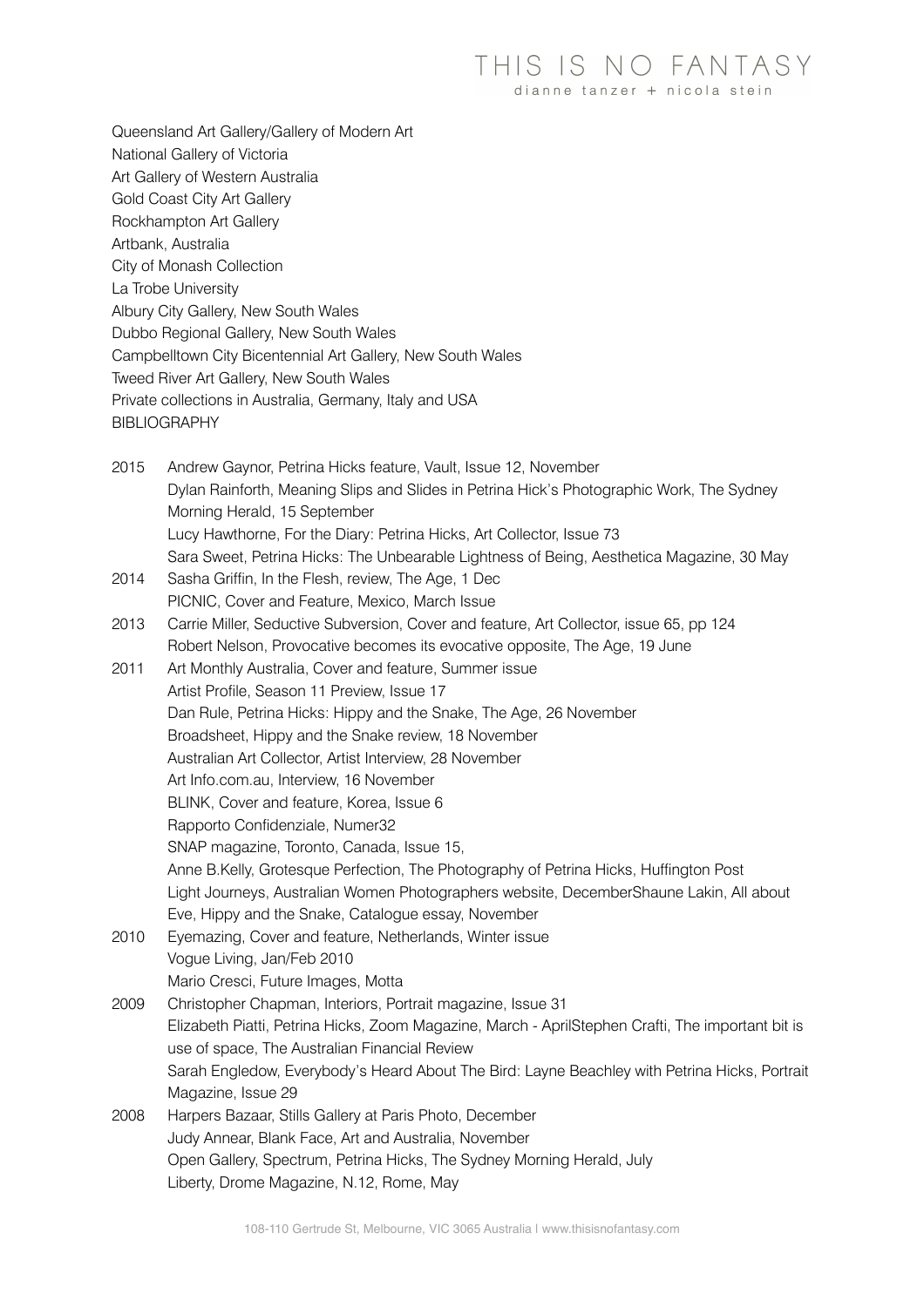Queensland Art Gallery/Gallery of Modern Art
National Gallery of Victoria
Art Gallery of Western Australia
Gold Coast City Art Gallery
Rockhampton Art Gallery
Artbank, Australia
City of Monash Collection
La Trobe University
Albury City Gallery, New South Wales
Dubbo Regional Gallery, New South Wales
Campbelltown City Bicentennial Art Gallery, New South Wales
Tweed River Art Gallery, New South Wales
Private collections in Australia, Germany, Italy and USA

BIBLIOGRAPHY

2015 Andrew Gaynor, Petrina Hicks feature, Vault, Issue 12, November
Dylan Rainforth, Meaning Slips and Slides in Petrina Hick's Photographic Work, The Sydney Morning Herald, 15 September
Lucy Hawthorne, For the Diary: Petrina Hicks, Art Collector, Issue 73
Sara Sweet, Petrina Hicks: The Unbearable Lightness of Being, Aesthetica Magazine, 30 May

2014 Sasha Griffin, In the Flesh, review, The Age, 1 Dec
PICNIC, Cover and Feature, Mexico, March Issue

2013 Carrie Miller, Seductive Subversion, Cover and feature, Art Collector, issue 65, pp 124
Robert Nelson, Provocative becomes its evocative opposite, The Age, 19 June

2011 Art Monthly Australia, Cover and feature, Summer issue
Artist Profile, Season 11 Preview, Issue 17
Dan Rule, Petrina Hicks: Hippy and the Snake, The Age, 26 November
Broadsheet, Hippy and the Snake review, 18 November
Australian Art Collector, Artist Interview, 28 November
Art Info.com.au, Interview, 16 November
BLINK, Cover and feature, Korea, Issue 6
Rapporto Confidenziale, Numer32
SNAP magazine, Toronto, Canada, Issue 15,
Anne B.Kelly, Grotesque Perfection, The Photography of Petrina Hicks, Huffington Post
Light Journeys, Australian Women Photographers website, DecemberShaune Lakin, All about Eve, Hippy and the Snake, Catalogue essay, November

2010 Eyemazing, Cover and feature, Netherlands, Winter issue
Vogue Living, Jan/Feb 2010
Mario Cresci, Future Images, Motta

2009 Christopher Chapman, Interiors, Portrait magazine, Issue 31
Elizabeth Piatti, Petrina Hicks, Zoom Magazine, March - AprilStephen Crafti, The important bit is use of space, The Australian Financial Review
Sarah Engledow, Everybody's Heard About The Bird: Layne Beachley with Petrina Hicks, Portrait Magazine, Issue 29

2008 Harpers Bazaar, Stills Gallery at Paris Photo, December
Judy Annear, Blank Face, Art and Australia, November
Open Gallery, Spectrum, Petrina Hicks, The Sydney Morning Herald, July
Liberty, Drome Magazine, N.12, Rome, May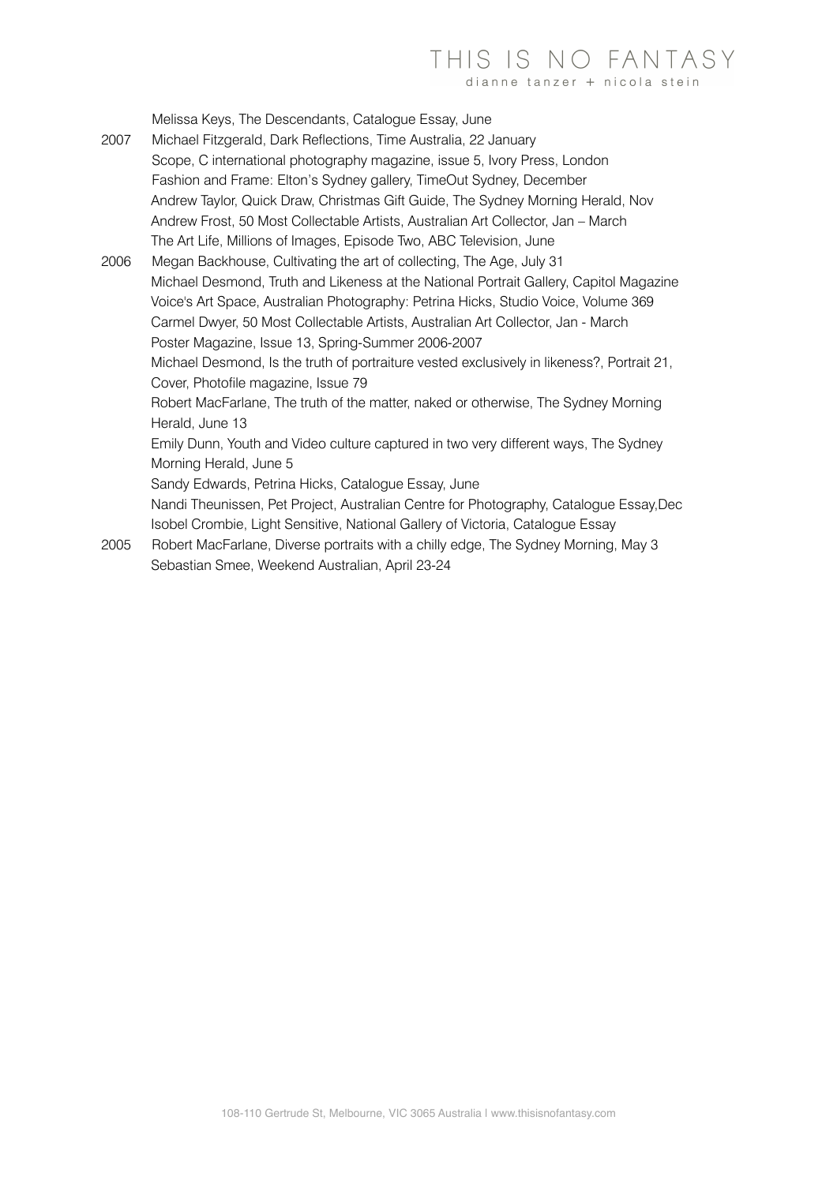Melissa Keys, The Descendants, Catalogue Essay, June

2007 Michael Fitzgerald, Dark Reflections, Time Australia, 22 January
Scope, C international photography magazine, issue 5, Ivory Press, London
Fashion and Frame: Elton's Sydney gallery, TimeOut Sydney, December
Andrew Taylor, Quick Draw, Christmas Gift Guide, The Sydney Morning Herald, Nov
Andrew Frost, 50 Most Collectable Artists, Australian Art Collector, Jan – March
The Art Life, Millions of Images, Episode Two, ABC Television, June

2006 Megan Backhouse, Cultivating the art of collecting, The Age, July 31
Michael Desmond, Truth and Likeness at the National Portrait Gallery, Capitol Magazine
Voice's Art Space, Australian Photography: Petrina Hicks, Studio Voice, Volume 369
Carmel Dwyer, 50 Most Collectable Artists, Australian Art Collector, Jan - March
Poster Magazine, Issue 13, Spring-Summer 2006-2007
Michael Desmond, Is the truth of portraiture vested exclusively in likeness?, Portrait 21,
Cover, Photofile magazine, Issue 79
Robert MacFarlane, The truth of the matter, naked or otherwise, The Sydney Morning Herald, June 13
Emily Dunn, Youth and Video culture captured in two very different ways, The Sydney Morning Herald, June 5
Sandy Edwards, Petrina Hicks, Catalogue Essay, June
Nandi Theunissen, Pet Project, Australian Centre for Photography, Catalogue Essay,Dec
Isobel Crombie, Light Sensitive, National Gallery of Victoria, Catalogue Essay

2005 Robert MacFarlane, Diverse portraits with a chilly edge, The Sydney Morning, May 3
Sebastian Smee, Weekend Australian, April 23-24